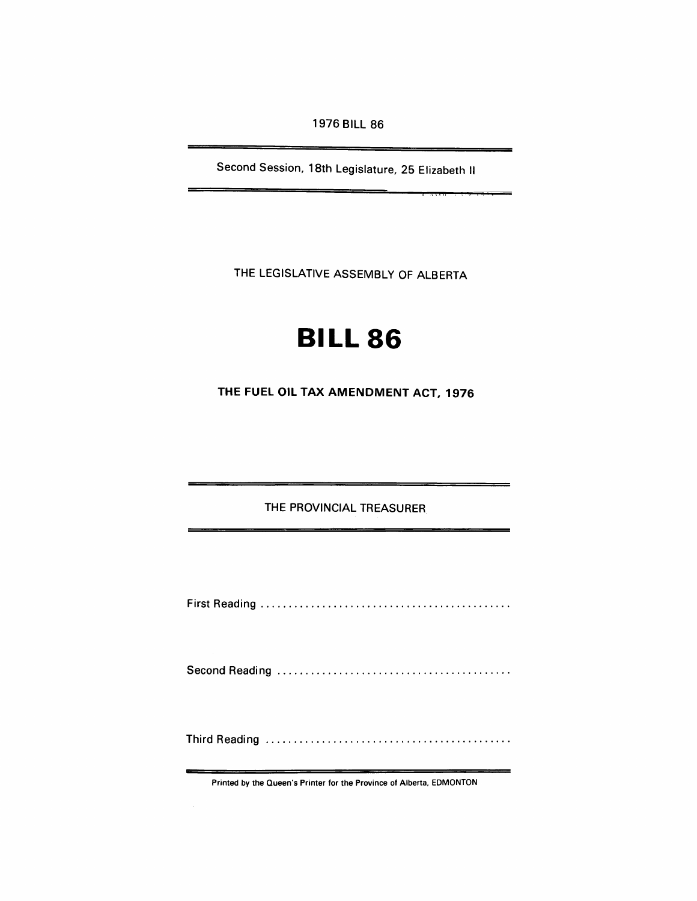1976 BILL 86

Second Session, 18th Legislature, 25 Elizabeth II

THE LEGISLATIVE ASSEMBLY OF ALBERTA

# BILL 86

## THE FUEL OIL TAX AMENDMENT ACT, 1976

THE PROVINCIAL TREASURER

First Reading ............................................

Second Reading ..........................................

Third Reading ............................................

Printed by the Queen's Printer for the Province of Alberta, EDMONTON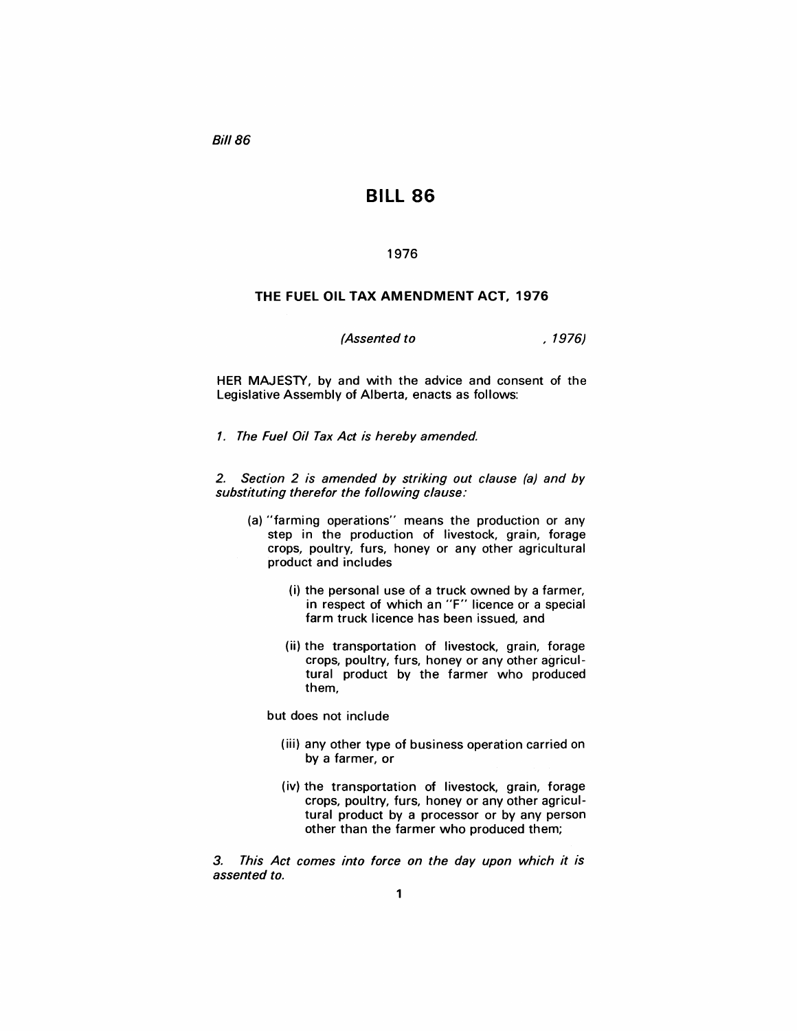# BILL 86

1976

## THE FUEL OIL TAX AMENDMENT ACT, 1976

*(Assented to , 1976)*

HER MAJESTY, by and with the advice and consent of the Legislative Assembly of Alberta, enacts as follows:

*1. The Fuel Oil Tax Act is hereby amended.*

*2. Section 2 is amended by striking out clause (a) and by substituting therefor the following clause:*

(a) "farming operations" means the production or any step in the production of livestock, grain, forage crops, poultry, furs, honey or any other agricultural product and includes

(i) the personal use of a truck owned by a farmer, in respect of which an "F" licence or a special farm truck licence has been issued, and

(ii) the transportation of livestock, grain, forage crops, poultry, furs, honey or any other agricultural product by the farmer who produced them,

but does not include

(iii) any other type of business operation carried on by a farmer, or

(iv) the transportation of livestock, grain, forage crops, poultry, furs, honey or any other agricultural product by a processor or by any person other than the farmer who produced them;

*3. This Act comes into force on the day upon which it is assented to.*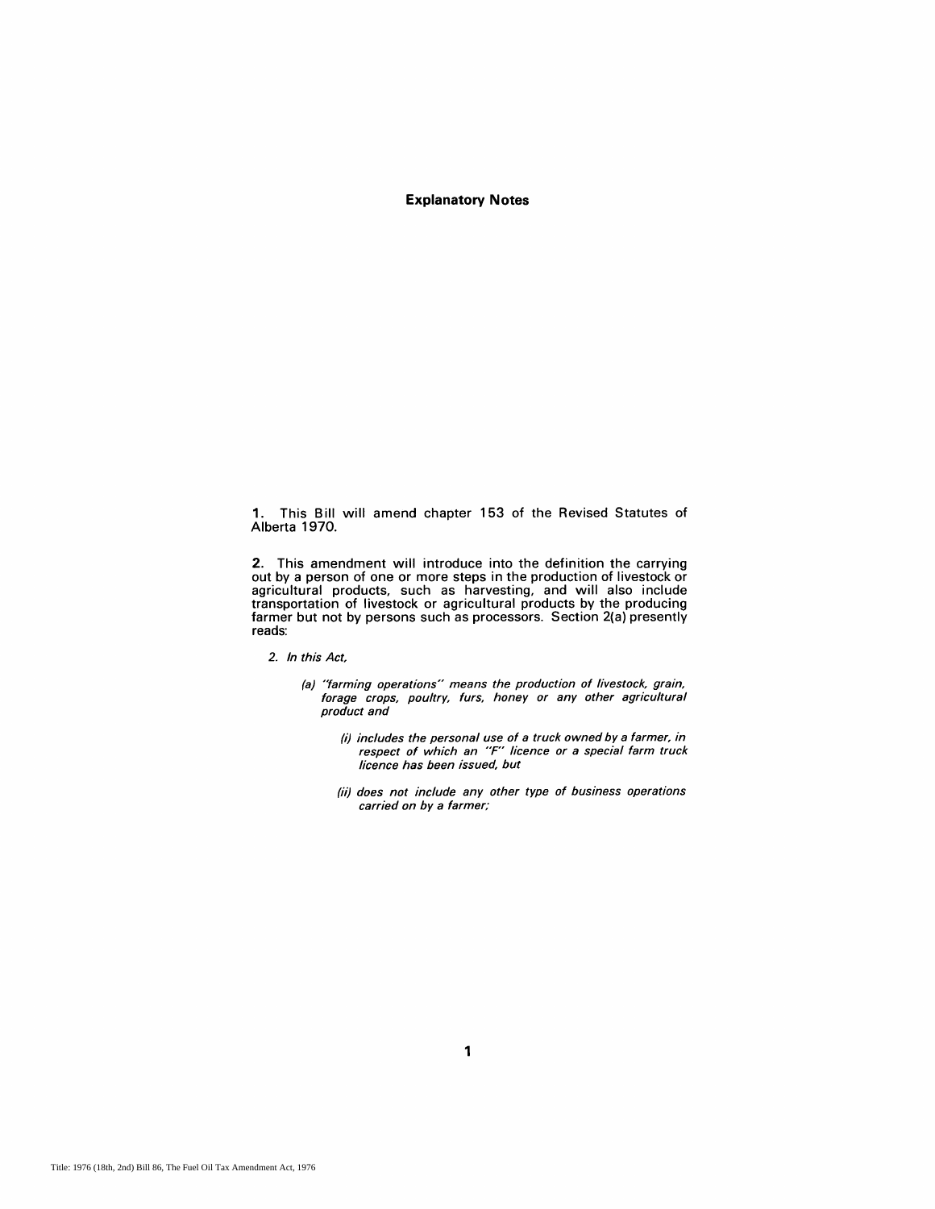## Explanatory Notes

**1.** This Bill will amend chapter 153 of the Revised Statutes of Alberta 1970.

**2.** This amendment will introduce into the definition the carrying out by a person of one or more steps in the production of livestock or agricultural products, such as harvesting, and will also include transportation of livestock or agricultural products by the producing farmer but not by persons such as processors. Section 2(a) presently reads:

*2. In this Act,*

*(a) "farming operations" means the production of livestock, grain, forage crops, poultry, furs, honey or any other agricultural product and*

*(i) includes the personal use of a truck owned by a farmer, in respect of which an "F" licence or a special farm truck licence has been issued, but*

*(ii) does not include any other type of business operations carried on by a farmer;*

Title: 1976 (18th, 2nd) Bill 86, The Fuel Oil Tax Amendment Act, 1976